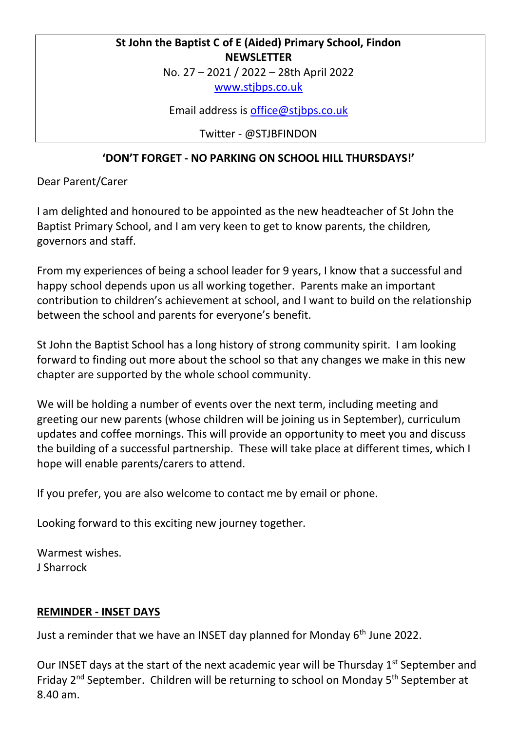**St John the Baptist C of E (Aided) Primary School, Findon**
**NEWSLETTER**
No. 27 – 2021 / 2022 – 28th April 2022
www.stjbps.co.uk

Email address is office@stjbps.co.uk

Twitter - @STJBFINDON

**'DON'T FORGET - NO PARKING ON SCHOOL HILL THURSDAYS!'**

Dear Parent/Carer

I am delighted and honoured to be appointed as the new headteacher of St John the Baptist Primary School, and I am very keen to get to know parents, the children, governors and staff.

From my experiences of being a school leader for 9 years, I know that a successful and happy school depends upon us all working together. Parents make an important contribution to children's achievement at school, and I want to build on the relationship between the school and parents for everyone's benefit.

St John the Baptist School has a long history of strong community spirit. I am looking forward to finding out more about the school so that any changes we make in this new chapter are supported by the whole school community.

We will be holding a number of events over the next term, including meeting and greeting our new parents (whose children will be joining us in September), curriculum updates and coffee mornings. This will provide an opportunity to meet you and discuss the building of a successful partnership. These will take place at different times, which I hope will enable parents/carers to attend.

If you prefer, you are also welcome to contact me by email or phone.

Looking forward to this exciting new journey together.

Warmest wishes.
J Sharrock

## REMINDER - INSET DAYS

Just a reminder that we have an INSET day planned for Monday 6th June 2022.

Our INSET days at the start of the next academic year will be Thursday 1st September and Friday 2nd September. Children will be returning to school on Monday 5th September at 8.40 am.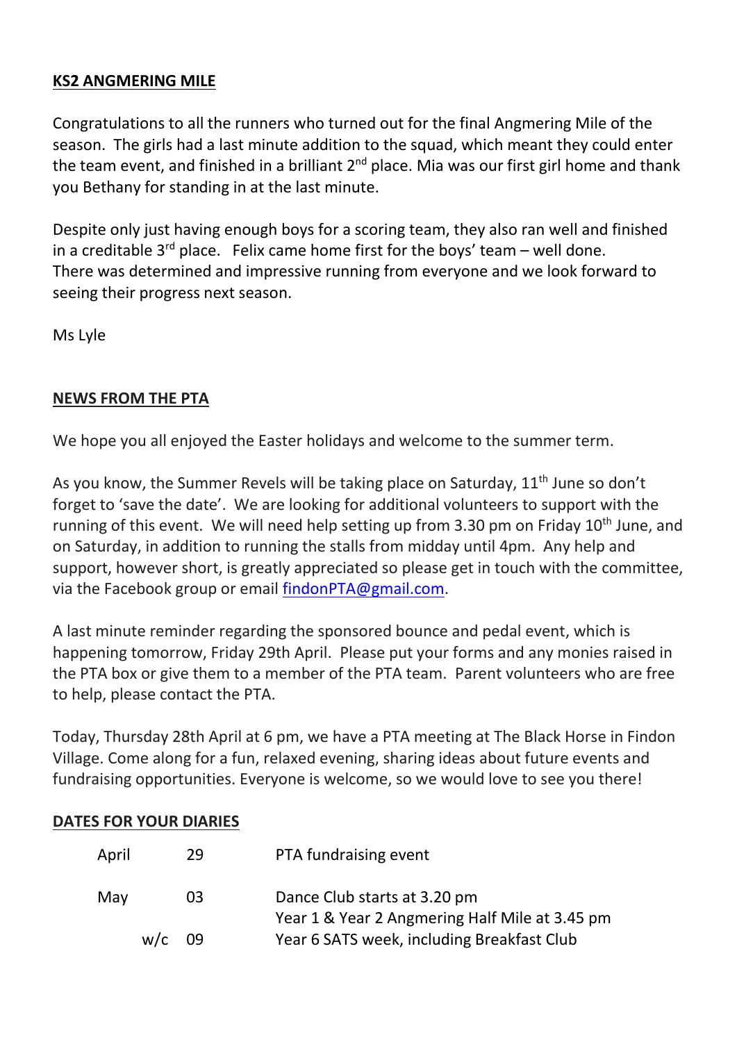**KS2 ANGMERING MILE**

Congratulations to all the runners who turned out for the final Angmering Mile of the season. The girls had a last minute addition to the squad, which meant they could enter the team event, and finished in a brilliant 2nd place. Mia was our first girl home and thank you Bethany for standing in at the last minute.

Despite only just having enough boys for a scoring team, they also ran well and finished in a creditable 3rd place. Felix came home first for the boys' team – well done.
There was determined and impressive running from everyone and we look forward to seeing their progress next season.

Ms Lyle

**NEWS FROM THE PTA**

We hope you all enjoyed the Easter holidays and welcome to the summer term.

As you know, the Summer Revels will be taking place on Saturday, 11th June so don't forget to 'save the date'. We are looking for additional volunteers to support with the running of this event. We will need help setting up from 3.30 pm on Friday 10th June, and on Saturday, in addition to running the stalls from midday until 4pm. Any help and support, however short, is greatly appreciated so please get in touch with the committee, via the Facebook group or email findonPTA@gmail.com.

A last minute reminder regarding the sponsored bounce and pedal event, which is happening tomorrow, Friday 29th April. Please put your forms and any monies raised in the PTA box or give them to a member of the PTA team. Parent volunteers who are free to help, please contact the PTA.

Today, Thursday 28th April at 6 pm, we have a PTA meeting at The Black Horse in Findon Village. Come along for a fun, relaxed evening, sharing ideas about future events and fundraising opportunities. Everyone is welcome, so we would love to see you there!

**DATES FOR YOUR DIARIES**

| | | |
|---|---|---|
| April | 29 | PTA fundraising event |
| May | 03 | Dance Club starts at 3.20 pm<br>Year 1 & Year 2 Angmering Half Mile at 3.45 pm |
| | w/c 09 | Year 6 SATS week, including Breakfast Club |